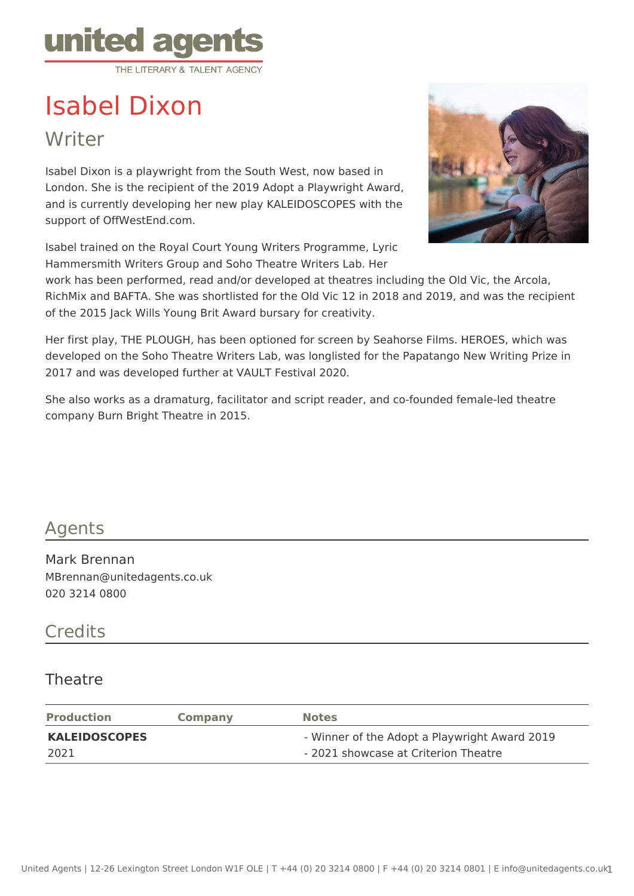united agents
THE LITERARY & TALENT AGENCY

# Isabel Dixon

## Writer

Isabel Dixon is a playwright from the South West, now based in London. She is the recipient of the 2019 Adopt a Playwright Award, and is currently developing her new play KALEIDOSCOPES with the support of OffWestEnd.com.

Isabel trained on the Royal Court Young Writers Programme, Lyric Hammersmith Writers Group and Soho Theatre Writers Lab. Her work has been performed, read and/or developed at theatres including the Old Vic, the Arcola, RichMix and BAFTA. She was shortlisted for the Old Vic 12 in 2018 and 2019, and was the recipient of the 2015 Jack Wills Young Brit Award bursary for creativity.

Her first play, THE PLOUGH, has been optioned for screen by Seahorse Films. HEROES, which was developed on the Soho Theatre Writers Lab, was longlisted for the Papatango New Writing Prize in 2017 and was developed further at VAULT Festival 2020.

She also works as a dramaturg, facilitator and script reader, and co-founded female-led theatre company Burn Bright Theatre in 2015.

## Agents

Mark Brennan
MBrennan@unitedagents.co.uk
020 3214 0800

## Credits

### Theatre

| Production | Company | Notes |
|---|---|---|
| **KALEIDOSCOPES**<br>2021 | | - Winner of the Adopt a Playwright Award 2019<br>- 2021 showcase at Criterion Theatre |

United Agents | 12-26 Lexington Street London W1F OLE | T +44 (0) 20 3214 0800 | F +44 (0) 20 3214 0801 | E info@unitedagents.co.uk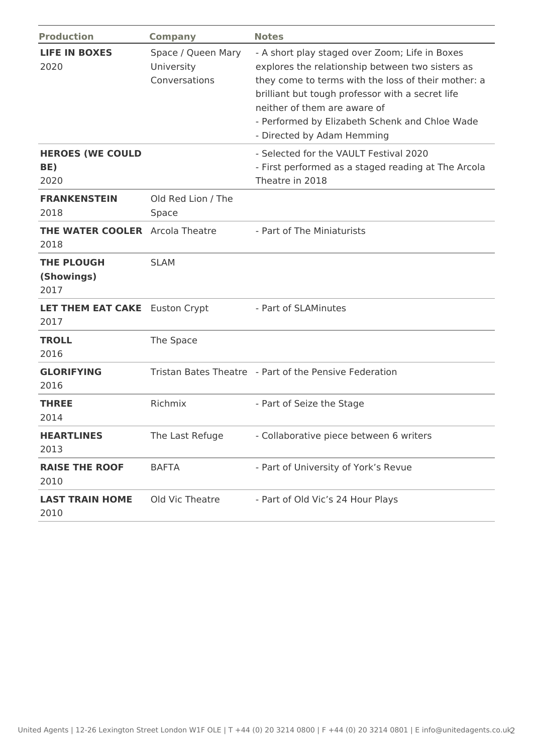| Production | Company | Notes |
|---|---|---|
| **LIFE IN BOXES** 2020 | Space / Queen Mary University Conversations | - A short play staged over Zoom; Life in Boxes explores the relationship between two sisters as they come to terms with the loss of their mother: a brilliant but tough professor with a secret life neither of them are aware of<br>- Performed by Elizabeth Schenk and Chloe Wade<br>- Directed by Adam Hemming |
| **HEROES (WE COULD BE)** 2020 | | - Selected for the VAULT Festival 2020<br>- First performed as a staged reading at The Arcola Theatre in 2018 |
| **FRANKENSTEIN** 2018 | Old Red Lion / The Space | |
| **THE WATER COOLER** 2018 | Arcola Theatre | - Part of The Miniaturists |
| **THE PLOUGH (Showings)** 2017 | SLAM | |
| **LET THEM EAT CAKE** 2017 | Euston Crypt | - Part of SLAMinutes |
| **TROLL** 2016 | The Space | |
| **GLORIFYING** 2016 | Tristan Bates Theatre | - Part of the Pensive Federation |
| **THREE** 2014 | Richmix | - Part of Seize the Stage |
| **HEARTLINES** 2013 | The Last Refuge | - Collaborative piece between 6 writers |
| **RAISE THE ROOF** 2010 | BAFTA | - Part of University of York's Revue |
| **LAST TRAIN HOME** 2010 | Old Vic Theatre | - Part of Old Vic's 24 Hour Plays |